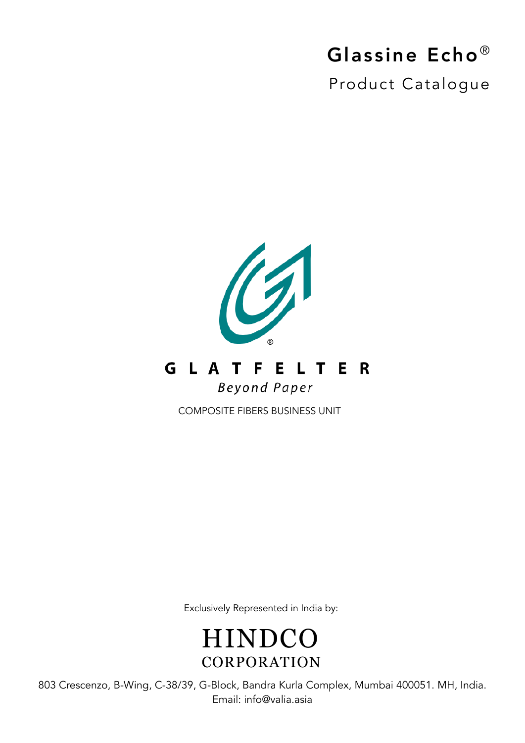# Glassine Echo®

## Product Catalogue

GLATFELTER

*Beyond Paper*

COMPOSITE FIBERS BUSINESS UNIT

Exclusively Represented in India by:

HINDCO
CORPORATION

803 Crescenzo, B-Wing, C-38/39, G-Block, Bandra Kurla Complex, Mumbai 400051. MH, India.
Email: info@valia.asia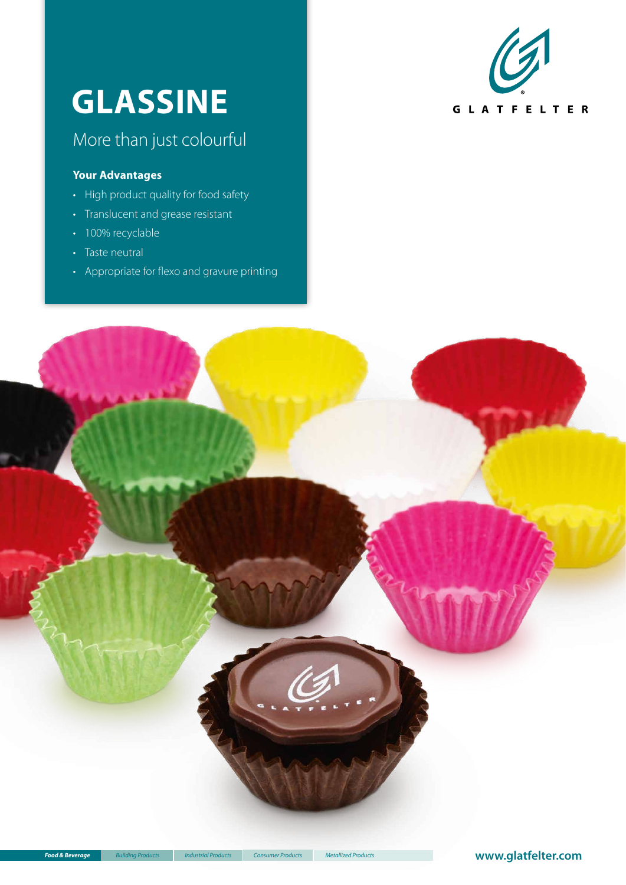# GLASSINE

## More than just colourful

**Your Advantages**

- High product quality for food safety
- Translucent and grease resistant
- 100% recyclable
- Taste neutral
- Appropriate for flexo and gravure printing

GLATFELTER

*Food & Beverage* | *Building Products* | *Industrial Products* | *Consumer Products* | *Metallized Products*

**www.glatfelter.com**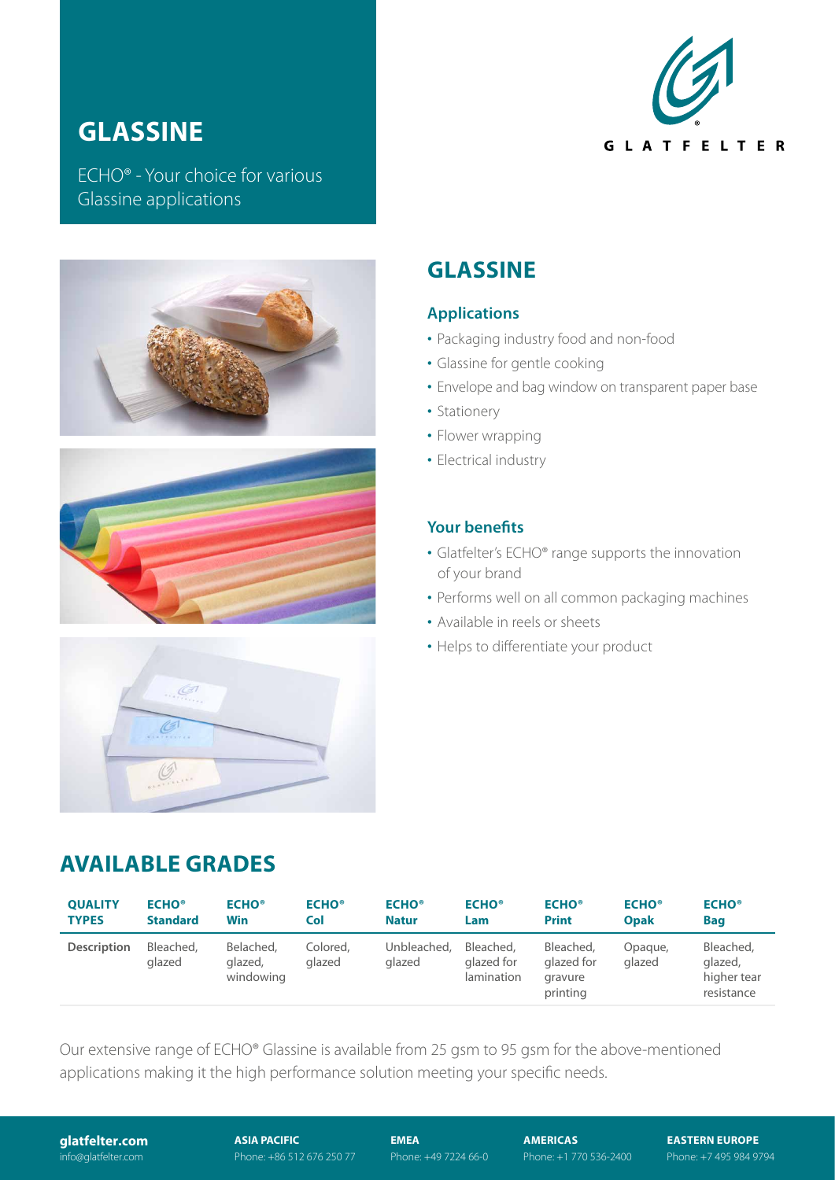# GLASSINE

ECHO® - Your choice for various Glassine applications

GLATFELTER

## GLASSINE

### Applications

- Packaging industry food and non-food
- Glassine for gentle cooking
- Envelope and bag window on transparent paper base
- Stationery
- Flower wrapping
- Electrical industry

### Your benefits

- Glatfelter's ECHO® range supports the innovation of your brand
- Performs well on all common packaging machines
- Available in reels or sheets
- Helps to differentiate your product

## AVAILABLE GRADES

| QUALITY TYPES | ECHO® Standard | ECHO® Win | ECHO® Col | ECHO® Natur | ECHO® Lam | ECHO® Print | ECHO® Opak | ECHO® Bag |
|---|---|---|---|---|---|---|---|---|
| Description | Bleached, glazed | Belached, glazed, windowing | Colored, glazed | Unbleached, glazed | Bleached, glazed for lamination | Bleached, glazed for gravure printing | Opaque, glazed | Bleached, glazed, higher tear resistance |

Our extensive range of ECHO® Glassine is available from 25 gsm to 95 gsm for the above-mentioned applications making it the high performance solution meeting your specific needs.

**glatfelter.com**
info@glatfelter.com

**ASIA PACIFIC**
Phone: +86 512 676 250 77

**EMEA**
Phone: +49 7224 66-0

**AMERICAS**
Phone: +1 770 536-2400

**EASTERN EUROPE**
Phone: +7 495 984 9794